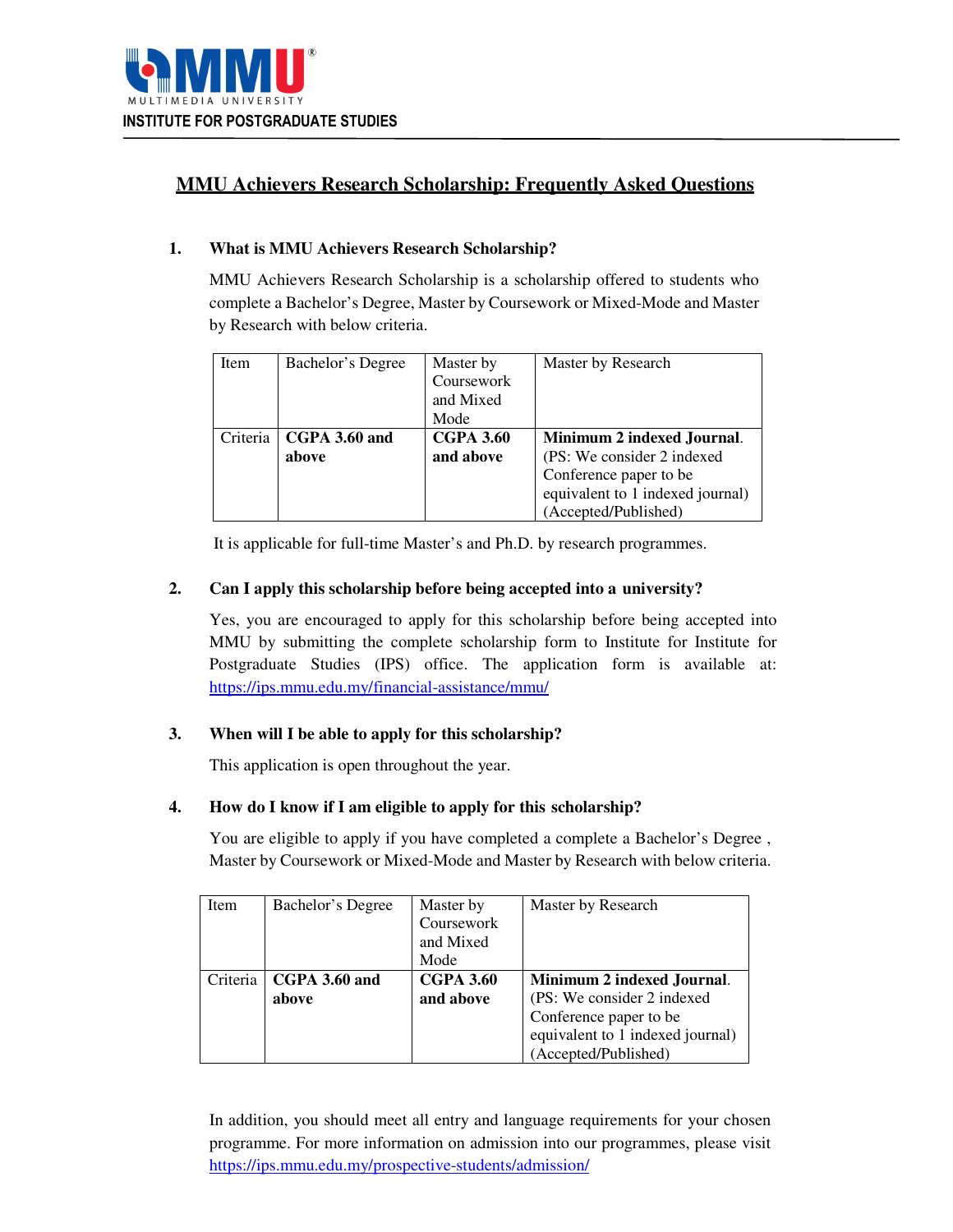MULTIMEDIA UNIVERSITY

INSTITUTE FOR POSTGRADUATE STUDIES

# MMU Achievers Research Scholarship: Frequently Asked Questions

**1. What is MMU Achievers Research Scholarship?**

MMU Achievers Research Scholarship is a scholarship offered to students who complete a Bachelor's Degree, Master by Coursework or Mixed-Mode and Master by Research with below criteria.

| Item | Bachelor's Degree | Master by Coursework and Mixed Mode | Master by Research |
|---|---|---|---|
| Criteria | **CGPA 3.60 and above** | **CGPA 3.60 and above** | **Minimum 2 indexed Journal**. (PS: We consider 2 indexed Conference paper to be equivalent to 1 indexed journal) (Accepted/Published) |

It is applicable for full-time Master's and Ph.D. by research programmes.

**2. Can I apply this scholarship before being accepted into a university?**

Yes, you are encouraged to apply for this scholarship before being accepted into MMU by submitting the complete scholarship form to Institute for Institute for Postgraduate Studies (IPS) office. The application form is available at: https://ips.mmu.edu.my/financial-assistance/mmu/

**3. When will I be able to apply for this scholarship?**

This application is open throughout the year.

**4. How do I know if I am eligible to apply for this scholarship?**

You are eligible to apply if you have completed a complete a Bachelor's Degree , Master by Coursework or Mixed-Mode and Master by Research with below criteria.

| Item | Bachelor's Degree | Master by Coursework and Mixed Mode | Master by Research |
|---|---|---|---|
| Criteria | **CGPA 3.60 and above** | **CGPA 3.60 and above** | **Minimum 2 indexed Journal**. (PS: We consider 2 indexed Conference paper to be equivalent to 1 indexed journal) (Accepted/Published) |

In addition, you should meet all entry and language requirements for your chosen programme. For more information on admission into our programmes, please visit https://ips.mmu.edu.my/prospective-students/admission/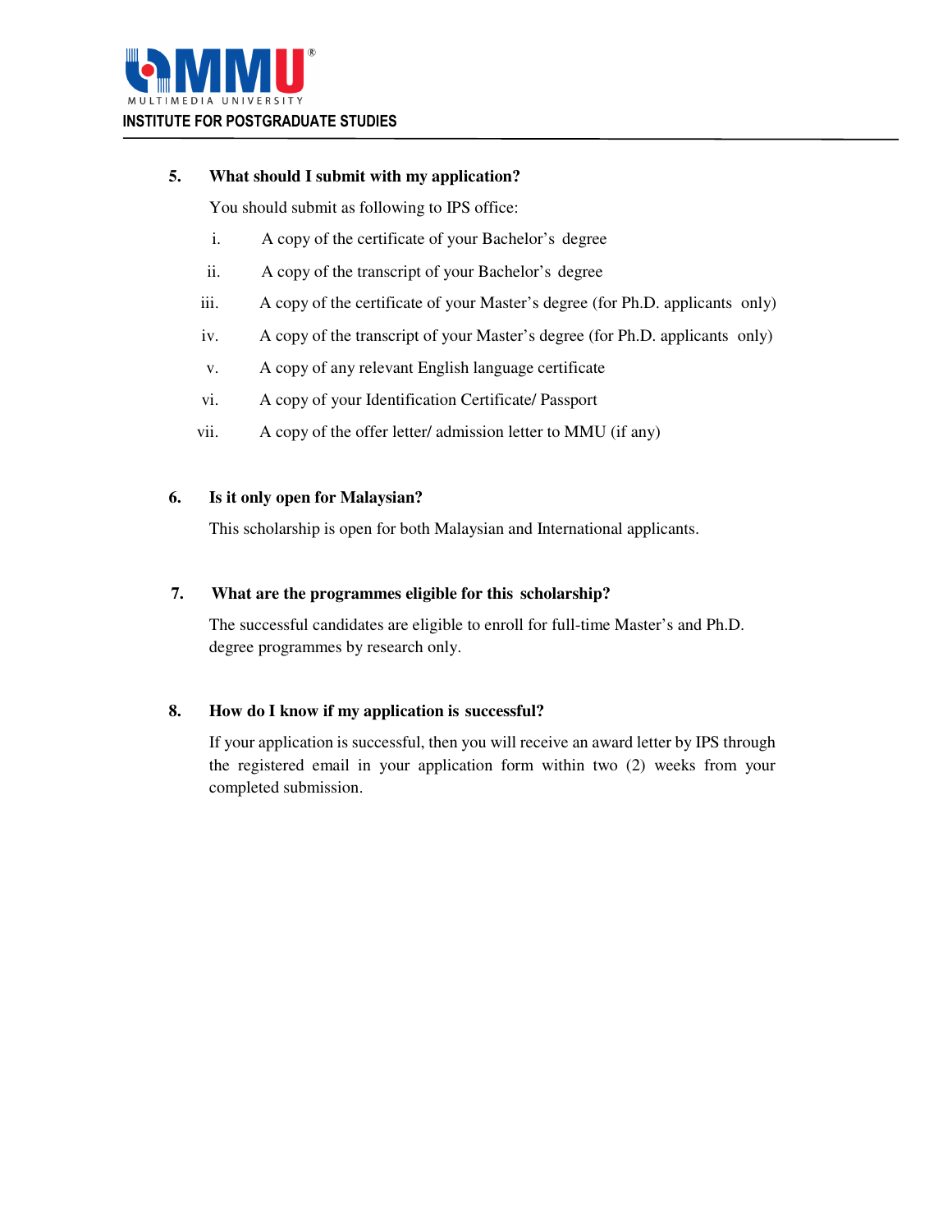**5. What should I submit with my application?**

You should submit as following to IPS office:

i. A copy of the certificate of your Bachelor's degree

ii. A copy of the transcript of your Bachelor's degree

iii. A copy of the certificate of your Master's degree (for Ph.D. applicants only)

iv. A copy of the transcript of your Master's degree (for Ph.D. applicants only)

v. A copy of any relevant English language certificate

vi. A copy of your Identification Certificate/ Passport

vii. A copy of the offer letter/ admission letter to MMU (if any)

**6. Is it only open for Malaysian?**

This scholarship is open for both Malaysian and International applicants.

**7. What are the programmes eligible for this scholarship?**

The successful candidates are eligible to enroll for full-time Master's and Ph.D. degree programmes by research only.

**8. How do I know if my application is successful?**

If your application is successful, then you will receive an award letter by IPS through the registered email in your application form within two (2) weeks from your completed submission.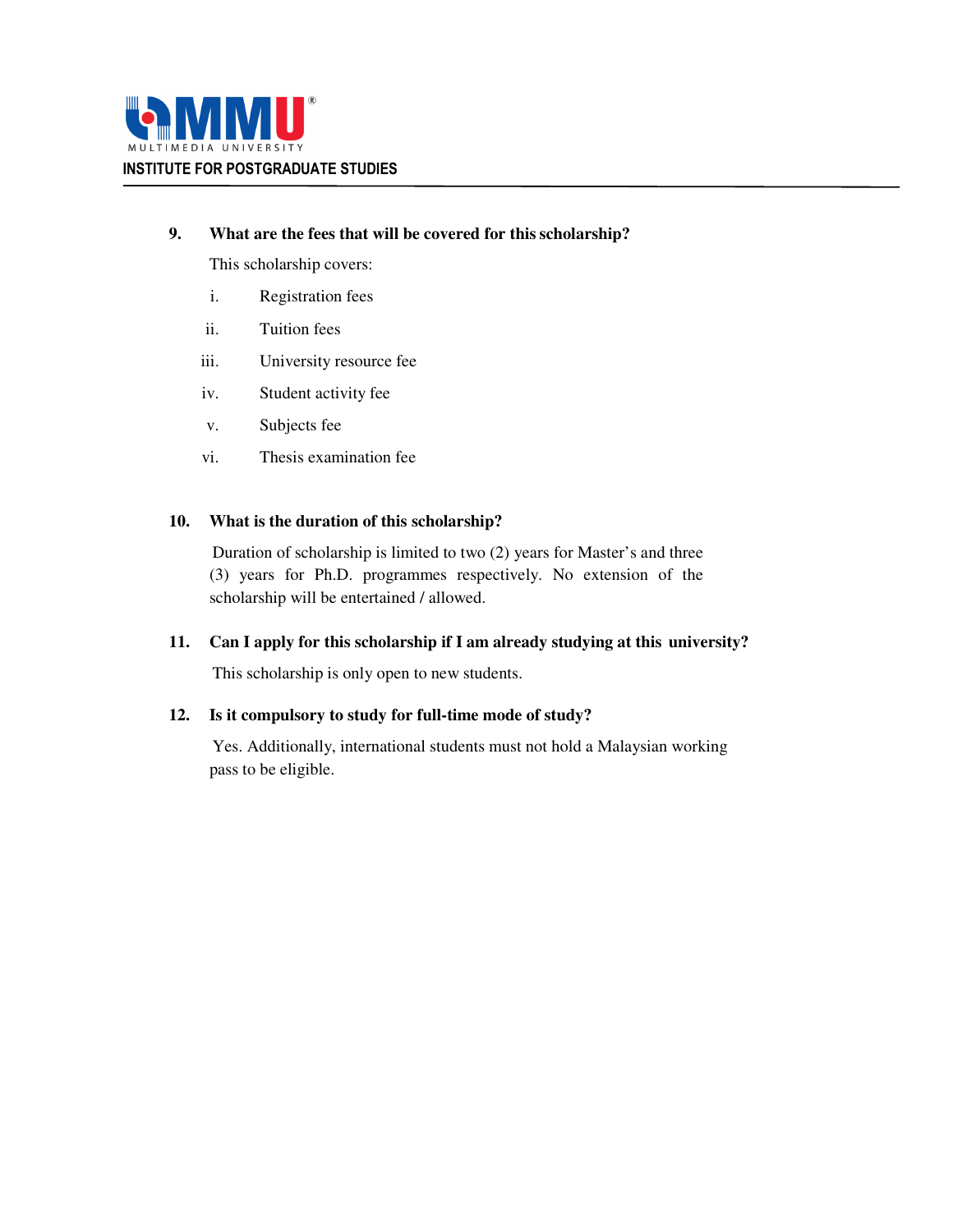**9. What are the fees that will be covered for this scholarship?**

This scholarship covers:

i. Registration fees

ii. Tuition fees

iii. University resource fee

iv. Student activity fee

v. Subjects fee

vi. Thesis examination fee

**10. What is the duration of this scholarship?**

Duration of scholarship is limited to two (2) years for Master's and three (3) years for Ph.D. programmes respectively. No extension of the scholarship will be entertained / allowed.

**11. Can I apply for this scholarship if I am already studying at this university?**

This scholarship is only open to new students.

**12. Is it compulsory to study for full-time mode of study?**

Yes. Additionally, international students must not hold a Malaysian working pass to be eligible.